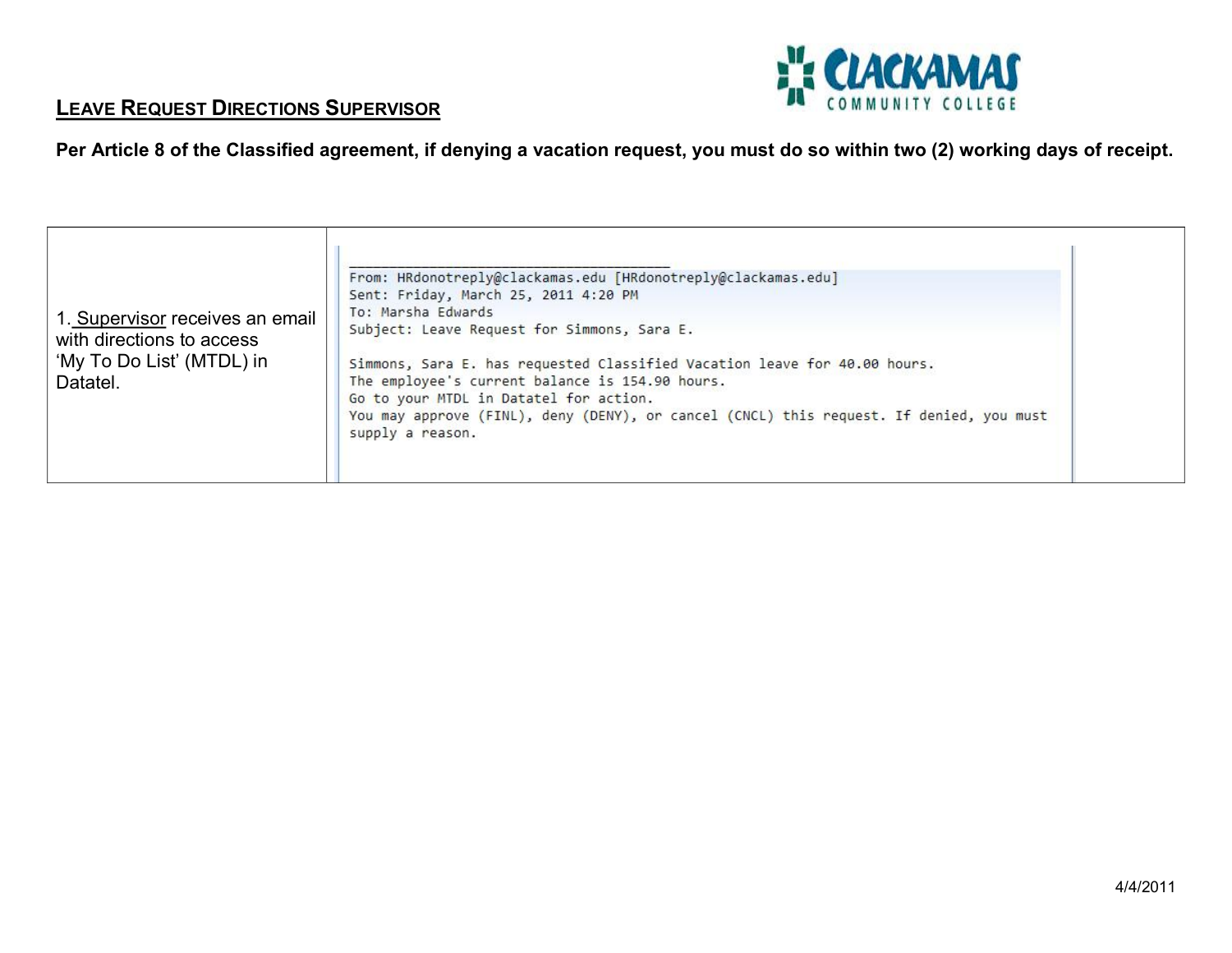## LEAVE REQUEST DIRECTIONS SUPERVISOR

**Per Article 8 of the Classified agreement, if denying a vacation request, you must do so within two (2) working days of receipt.**

| | |
|---|---|
| 1. Supervisor receives an email with directions to access 'My To Do List' (MTDL) in Datatel. | From: HRdonotreply@clackamas.edu [HRdonotreply@clackamas.edu]<br>Sent: Friday, March 25, 2011 4:20 PM<br>To: Marsha Edwards<br>Subject: Leave Request for Simmons, Sara E.<br><br>Simmons, Sara E. has requested Classified Vacation leave for 40.00 hours.<br>The employee's current balance is 154.90 hours.<br>Go to your MTDL in Datatel for action.<br>You may approve (FINL), deny (DENY), or cancel (CNCL) this request. If denied, you must supply a reason. |

4/4/2011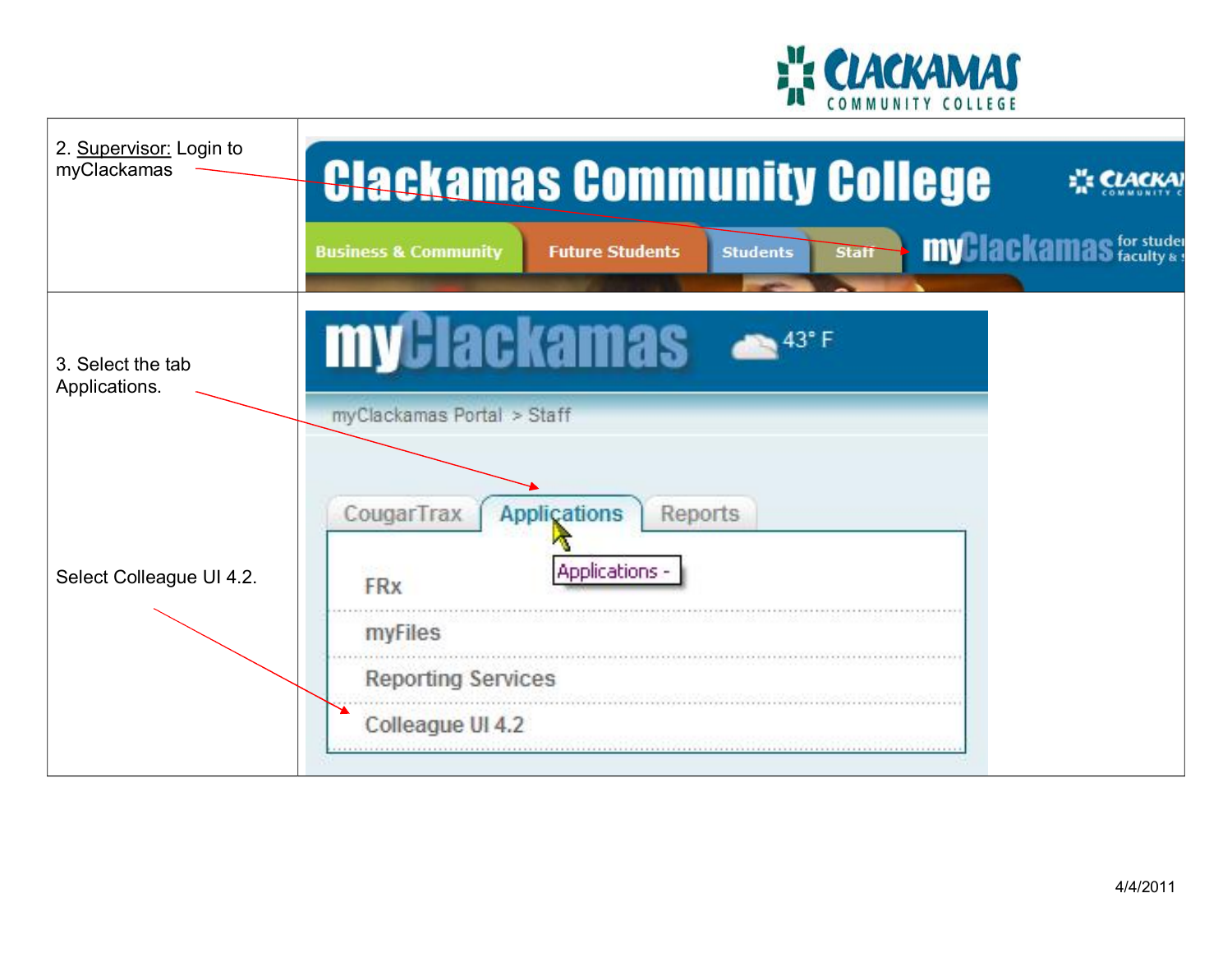| | |
|---|---|
| 2. Supervisor: Login to myClackamas | |
| 3. Select the tab Applications.<br><br>Select Colleague UI 4.2. | |

4/4/2011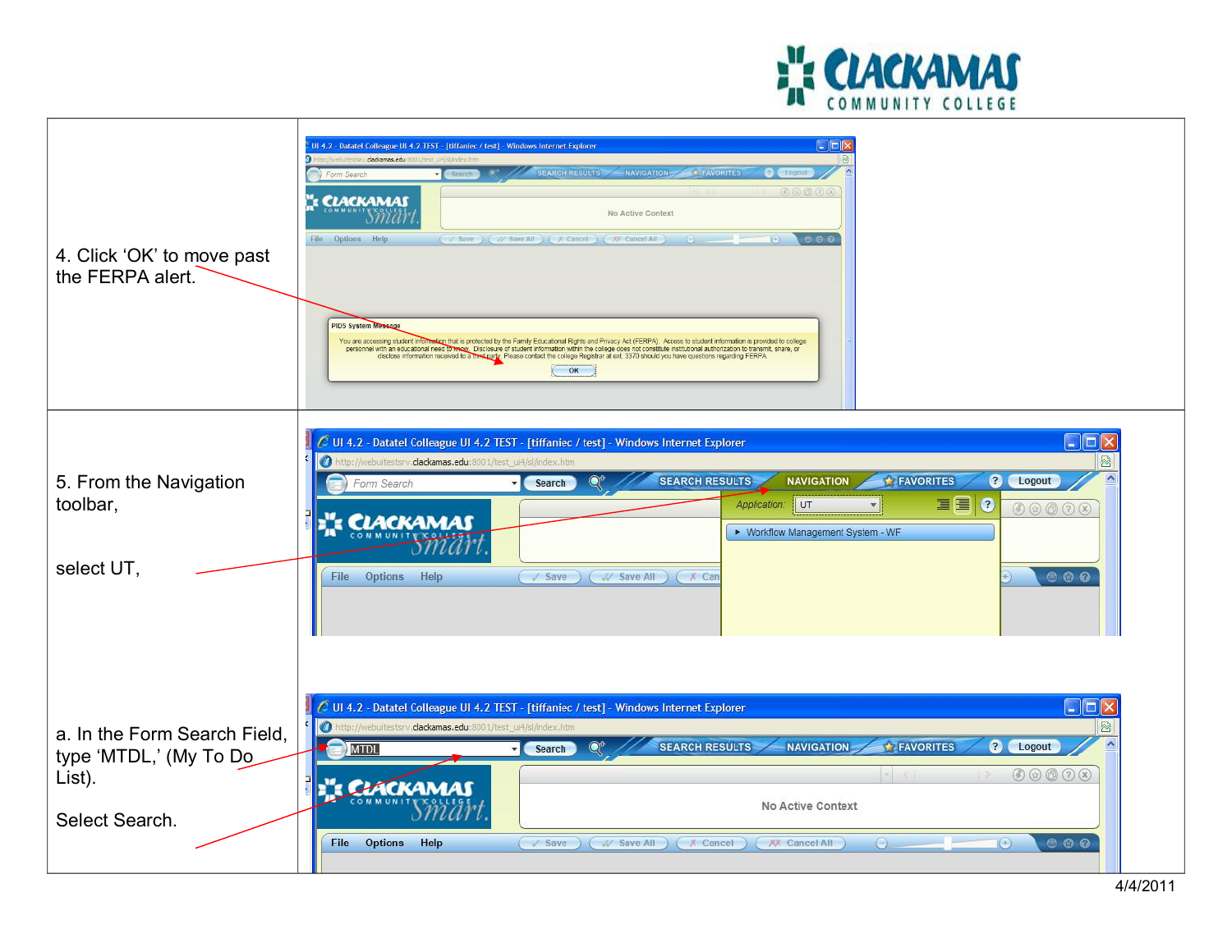| | |
|---|---|
| 4. Click 'OK' to move past the FERPA alert. | |
| 5. From the Navigation toolbar,<br><br>select UT,<br><br>a. In the Form Search Field, type 'MTDL,' (My To Do List).<br><br>Select Search. | |

4/4/2011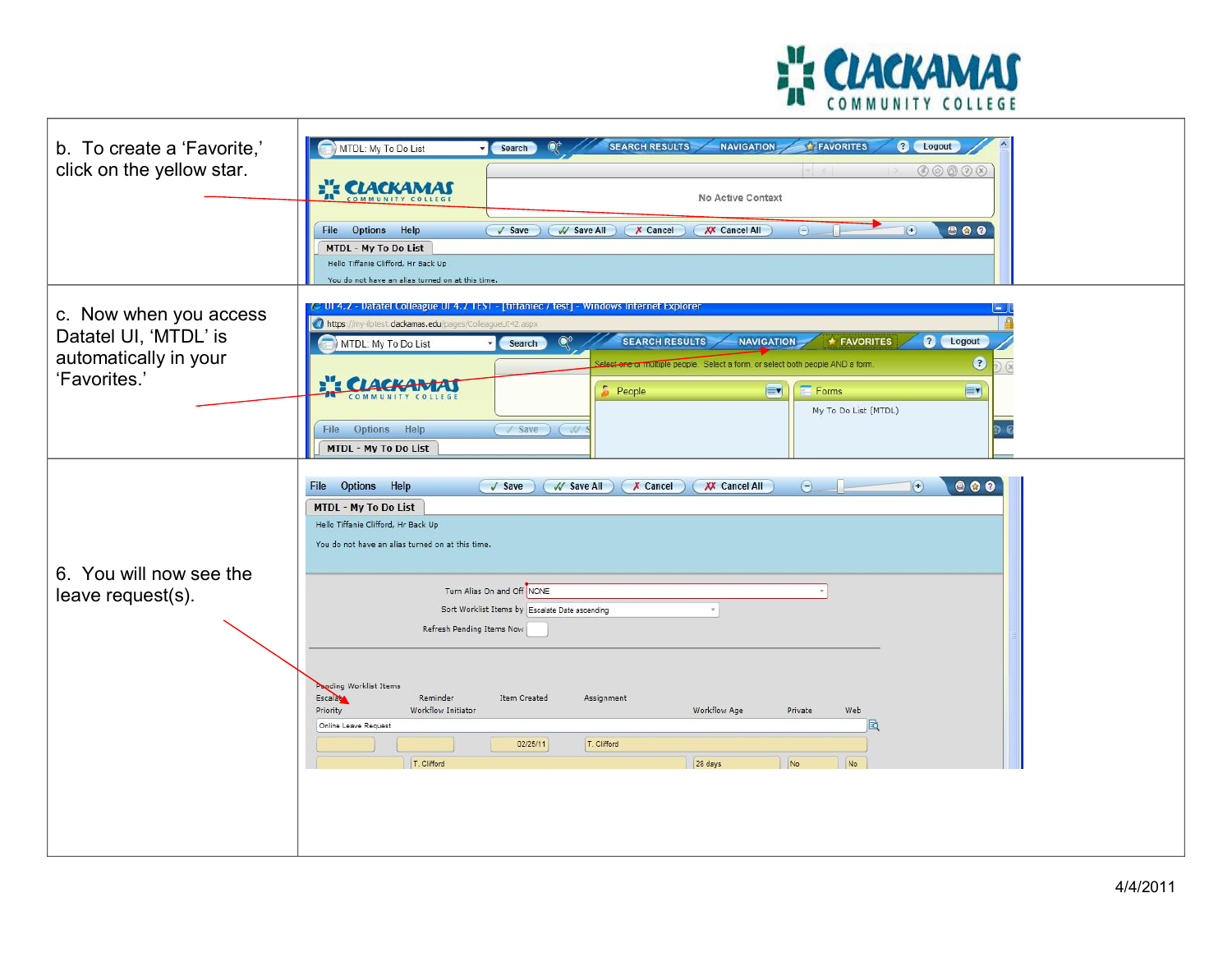| | |
|---|---|
| b. To create a 'Favorite,' click on the yellow star. | |
| c. Now when you access Datatel UI, 'MTDL' is automatically in your 'Favorites.' | |
| 6. You will now see the leave request(s). | |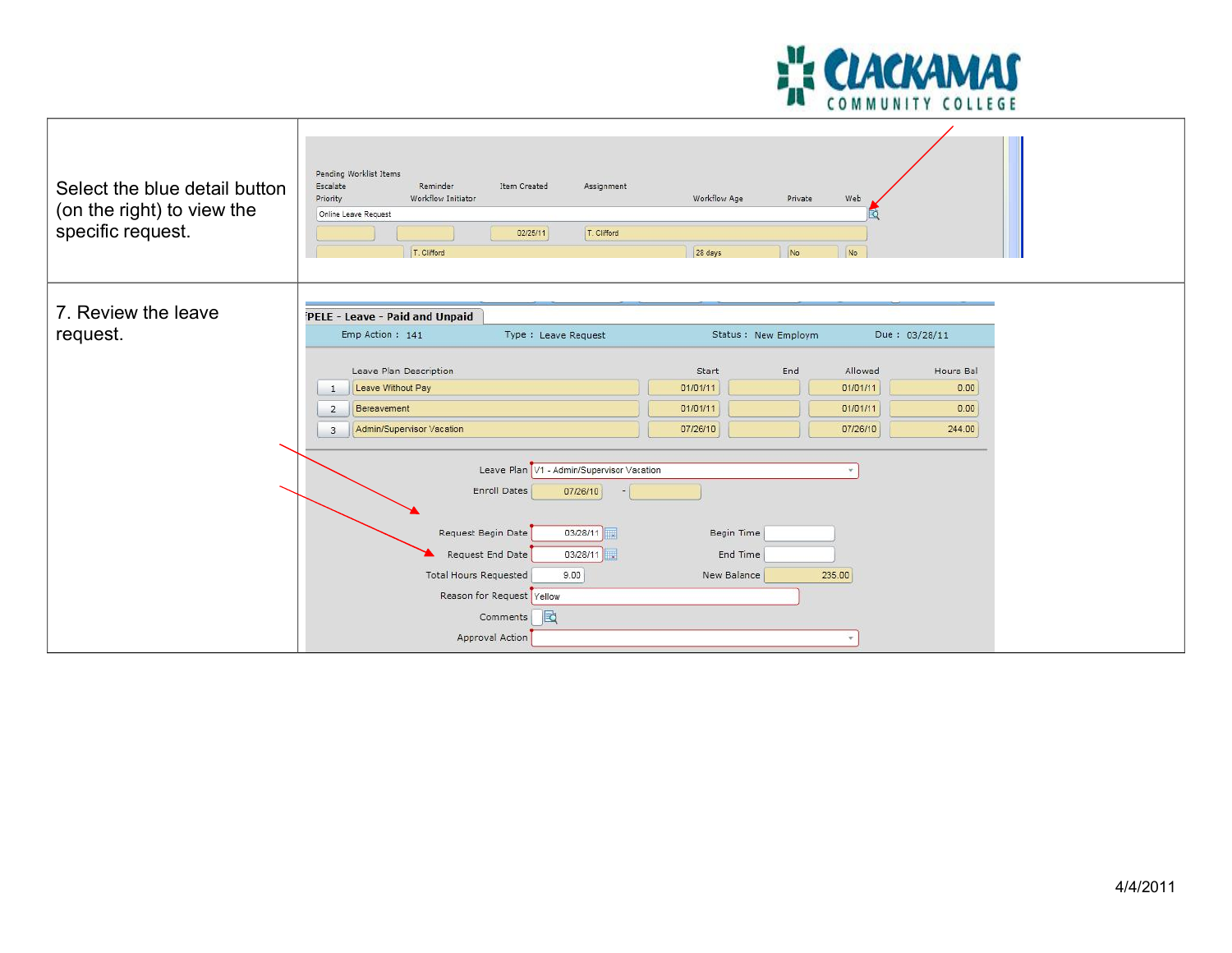| | |
|---|---|
| Select the blue detail button (on the right) to view the specific request. | Pending Worklist Items<br>Escalate Reminder Item Created Assignment<br>Priority Workflow Initiator Workflow Age Private Web<br>Online Leave Request<br>02/25/11 T. Clifford<br>T. Clifford 28 days No No |
| 7. Review the leave request. | PELE - Leave - Paid and Unpaid<br>Emp Action : 141 Type : Leave Request Status : New Employm Due : 03/28/11<br>Leave Plan Description / Start / End / Allowed / Hours Bal<br>1 Leave Without Pay 01/01/11 01/01/11 0.00<br>2 Bereavement 01/01/11 01/01/11 0.00<br>3 Admin/Supervisor Vacation 07/26/10 07/26/10 244.00<br>Leave Plan V1 - Admin/Supervisor Vacation<br>Enroll Dates 07/26/10 -<br>Request Begin Date 03/28/11 Begin Time<br>Request End Date 03/28/11 End Time<br>Total Hours Requested 9.00 New Balance 235.00<br>Reason for Request Yellow<br>Comments<br>Approval Action |

4/4/2011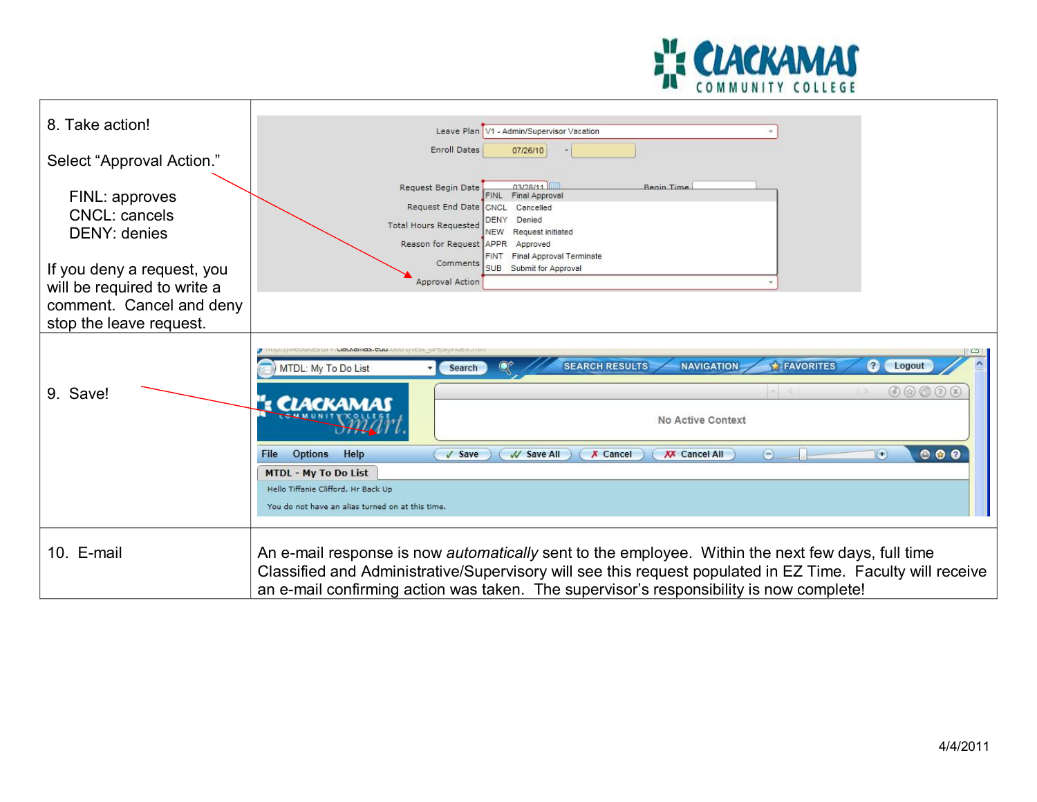| | |
|---|---|
| 8. Take action!<br><br>Select "Approval Action."<br><br>FINL: approves<br>CNCL: cancels<br>DENY: denies<br><br>If you deny a request, you will be required to write a comment. Cancel and deny stop the leave request. | Leave Plan: V1 - Admin/Supervisor Vacation<br>Enroll Dates: 07/26/10 -<br>Request Begin Date: 03/28/11 — Begin Time<br>Request End Date<br>Total Hours Requested<br>Reason for Request<br>Comments<br>Approval Action<br><br>FINL Final Approval<br>CNCL Cancelled<br>DENY Denied<br>NEW Request initiated<br>APPR Approved<br>FINT Final Approval Terminate<br>SUB Submit for Approval |
| 9. Save! | MTDL: My To Do List — Search — SEARCH RESULTS — NAVIGATION — FAVORITES — Logout<br>No Active Context<br>File Options Help — Save — Save All — Cancel — Cancel All<br>MTDL - My To Do List<br>Hello Tiffanie Clifford, Hr Back Up<br>You do not have an alias turned on at this time. |
| 10. E-mail | An e-mail response is now *automatically* sent to the employee. Within the next few days, full time Classified and Administrative/Supervisory will see this request populated in EZ Time. Faculty will receive an e-mail confirming action was taken. The supervisor's responsibility is now complete! |

4/4/2011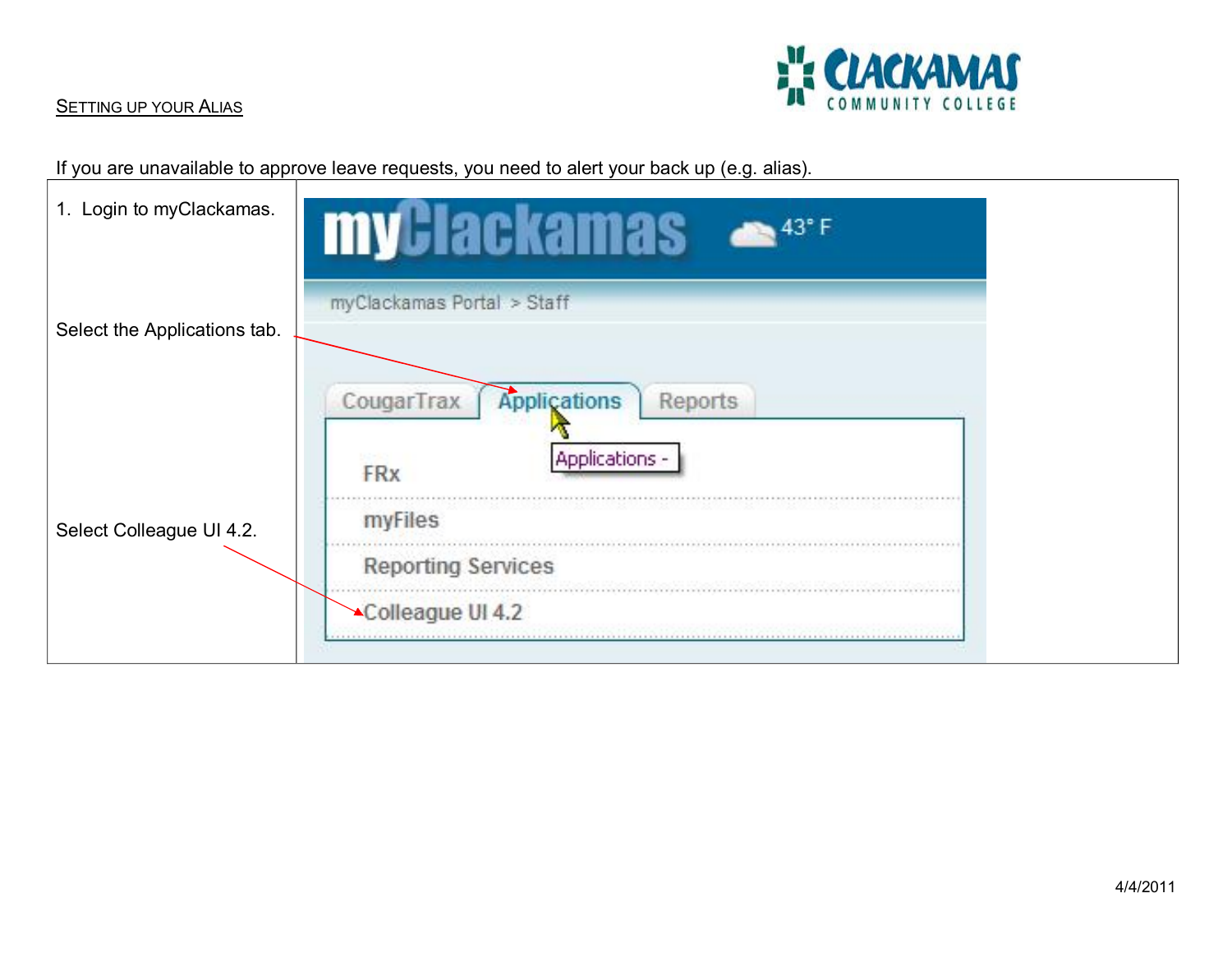## Setting up your Alias

If you are unavailable to approve leave requests, you need to alert your back up (e.g. alias).

| Steps |
|---|
| 1. Login to myClackamas.<br><br>Select the Applications tab.<br><br>Select Colleague UI 4.2. |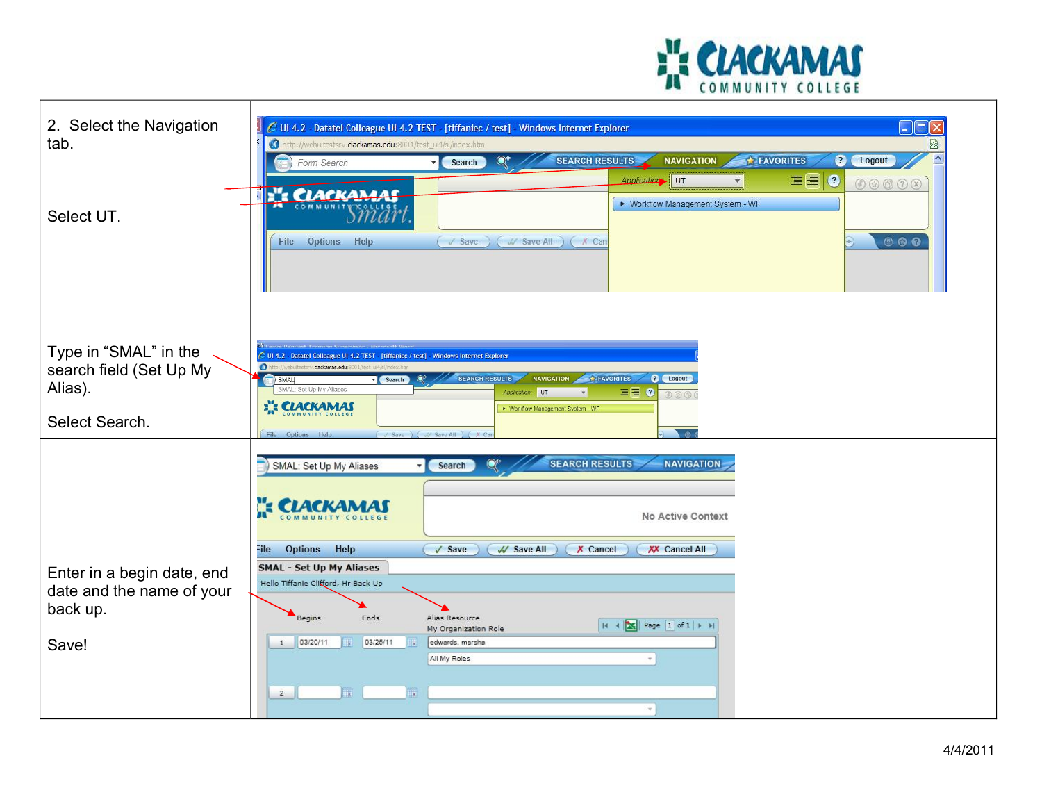| | |
|---|---|
| 2. Select the Navigation tab.<br><br>Select UT.<br><br>Type in “SMAL” in the search field (Set Up My Alias).<br><br>Select Search. | |
| Enter in a begin date, end date and the name of your back up.<br><br>Save! | |

4/4/2011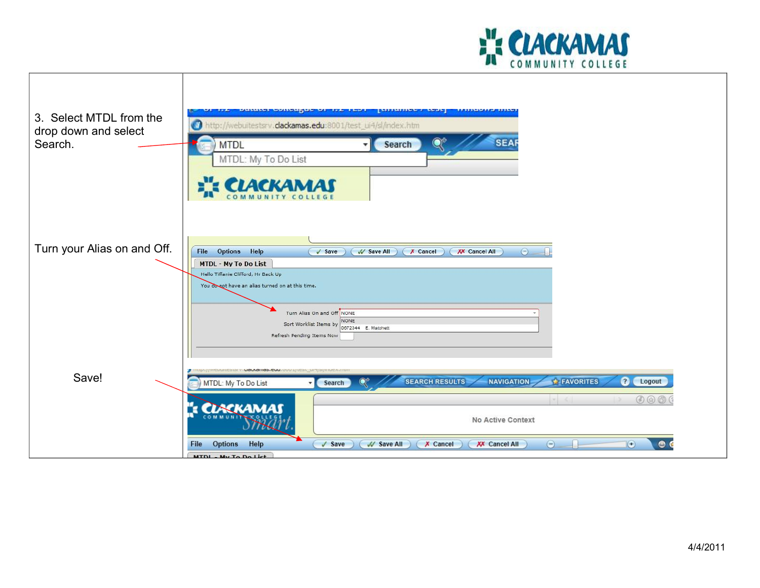| | |
|---|---|
| 3. Select MTDL from the drop down and select Search. | |
| Turn your Alias on and Off. | |
| Save! | |

4/4/2011